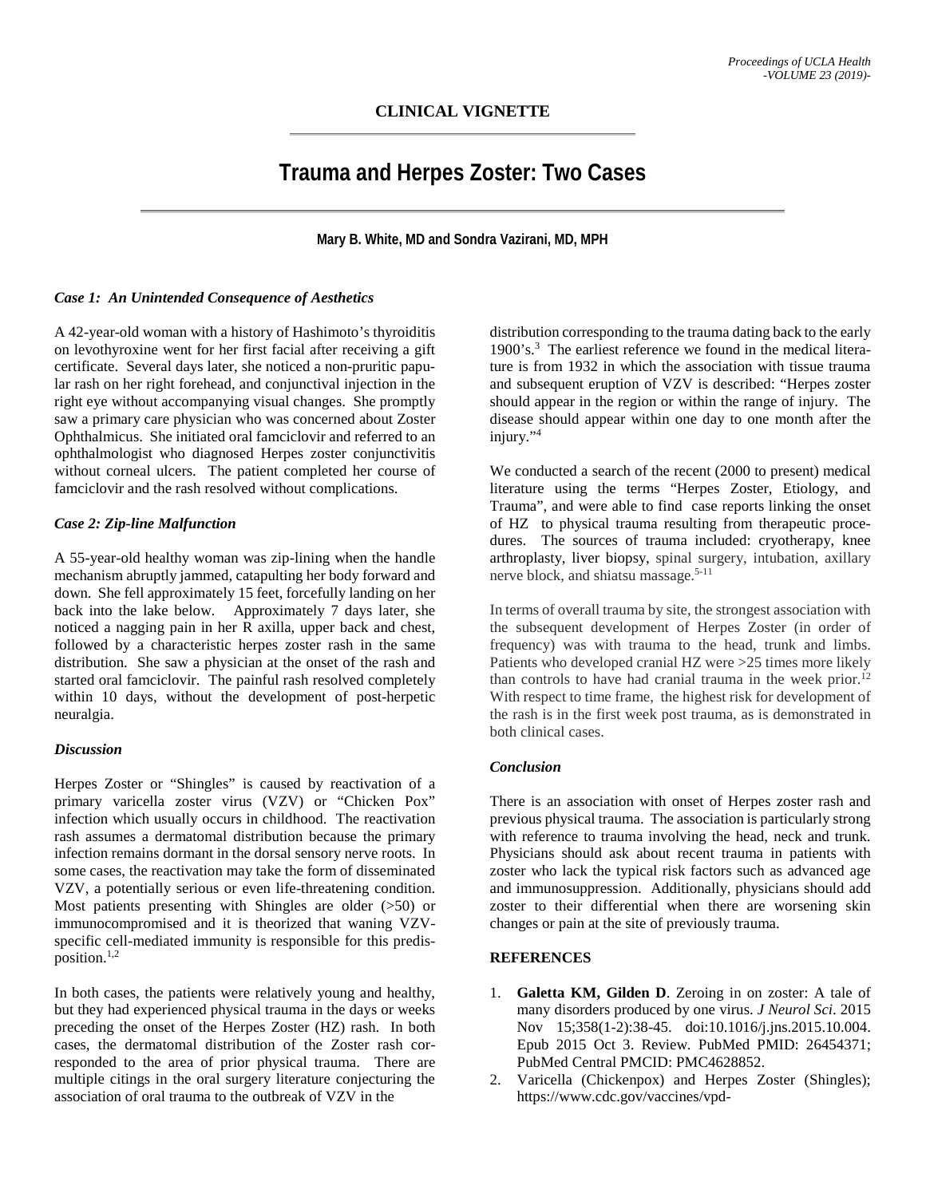## CLINICAL VIGNETTE

# Trauma and Herpes Zoster: Two Cases

**Mary B. White, MD and Sondra Vazirani, MD, MPH**

### *Case 1: An Unintended Consequence of Aesthetics*

A 42-year-old woman with a history of Hashimoto's thyroiditis on levothyroxine went for her first facial after receiving a gift certificate. Several days later, she noticed a non-pruritic papular rash on her right forehead, and conjunctival injection in the right eye without accompanying visual changes. She promptly saw a primary care physician who was concerned about Zoster Ophthalmicus. She initiated oral famciclovir and referred to an ophthalmologist who diagnosed Herpes zoster conjunctivitis without corneal ulcers. The patient completed her course of famciclovir and the rash resolved without complications.

### *Case 2: Zip-line Malfunction*

A 55-year-old healthy woman was zip-lining when the handle mechanism abruptly jammed, catapulting her body forward and down. She fell approximately 15 feet, forcefully landing on her back into the lake below. Approximately 7 days later, she noticed a nagging pain in her R axilla, upper back and chest, followed by a characteristic herpes zoster rash in the same distribution. She saw a physician at the onset of the rash and started oral famciclovir. The painful rash resolved completely within 10 days, without the development of post-herpetic neuralgia.

### *Discussion*

Herpes Zoster or "Shingles" is caused by reactivation of a primary varicella zoster virus (VZV) or "Chicken Pox" infection which usually occurs in childhood. The reactivation rash assumes a dermatomal distribution because the primary infection remains dormant in the dorsal sensory nerve roots. In some cases, the reactivation may take the form of disseminated VZV, a potentially serious or even life-threatening condition. Most patients presenting with Shingles are older (>50) or immunocompromised and it is theorized that waning VZV-specific cell-mediated immunity is responsible for this predisposition.[1,2]

In both cases, the patients were relatively young and healthy, but they had experienced physical trauma in the days or weeks preceding the onset of the Herpes Zoster (HZ) rash. In both cases, the dermatomal distribution of the Zoster rash corresponded to the area of prior physical trauma. There are multiple citings in the oral surgery literature conjecturing the association of oral trauma to the outbreak of VZV in the distribution corresponding to the trauma dating back to the early 1900's.[3] The earliest reference we found in the medical literature is from 1932 in which the association with tissue trauma and subsequent eruption of VZV is described: "Herpes zoster should appear in the region or within the range of injury. The disease should appear within one day to one month after the injury."[4]

We conducted a search of the recent (2000 to present) medical literature using the terms "Herpes Zoster, Etiology, and Trauma", and were able to find case reports linking the onset of HZ to physical trauma resulting from therapeutic procedures. The sources of trauma included: cryotherapy, knee arthroplasty, liver biopsy, spinal surgery, intubation, axillary nerve block, and shiatsu massage.[5-11]

In terms of overall trauma by site, the strongest association with the subsequent development of Herpes Zoster (in order of frequency) was with trauma to the head, trunk and limbs. Patients who developed cranial HZ were >25 times more likely than controls to have had cranial trauma in the week prior.[12] With respect to time frame, the highest risk for development of the rash is in the first week post trauma, as is demonstrated in both clinical cases.

### *Conclusion*

There is an association with onset of Herpes zoster rash and previous physical trauma. The association is particularly strong with reference to trauma involving the head, neck and trunk. Physicians should ask about recent trauma in patients with zoster who lack the typical risk factors such as advanced age and immunosuppression. Additionally, physicians should add zoster to their differential when there are worsening skin changes or pain at the site of previously trauma.

### REFERENCES

1. **Galetta KM, Gilden D**. Zeroing in on zoster: A tale of many disorders produced by one virus. *J Neurol Sci*. 2015 Nov 15;358(1-2):38-45. doi:10.1016/j.jns.2015.10.004. Epub 2015 Oct 3. Review. PubMed PMID: 26454371; PubMed Central PMCID: PMC4628852.
2. Varicella (Chickenpox) and Herpes Zoster (Shingles); https://www.cdc.gov/vaccines/vpd-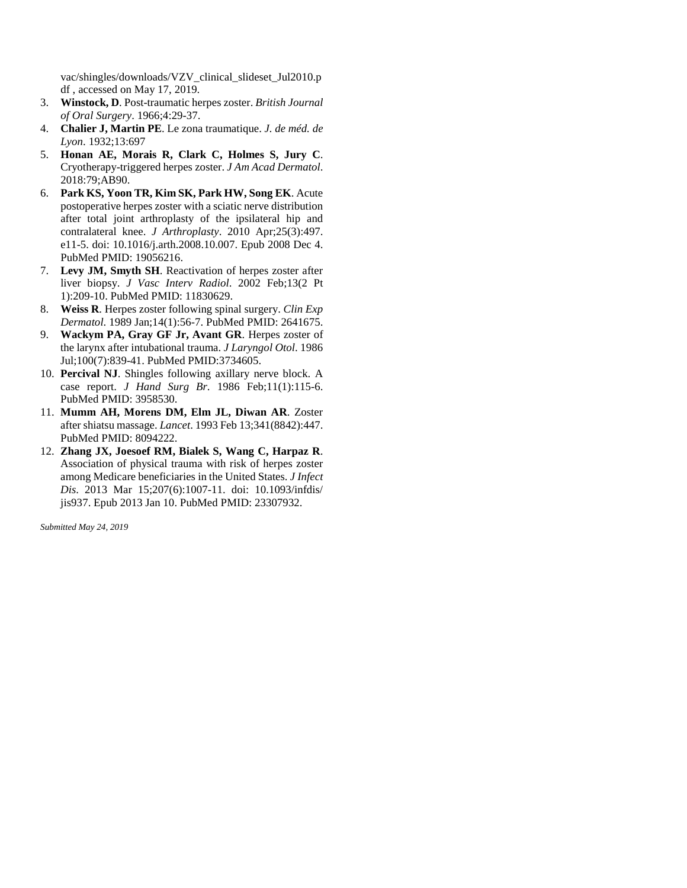vac/shingles/downloads/VZV_clinical_slideset_Jul2010.pdf , accessed on May 17, 2019.

3. **Winstock, D**. Post-traumatic herpes zoster. *British Journal of Oral Surgery*. 1966;4:29-37.
4. **Chalier J, Martin PE**. Le zona traumatique. *J. de méd. de Lyon*. 1932;13:697
5. **Honan AE, Morais R, Clark C, Holmes S, Jury C**. Cryotherapy-triggered herpes zoster. *J Am Acad Dermatol*. 2018:79;AB90.
6. **Park KS, Yoon TR, Kim SK, Park HW, Song EK**. Acute postoperative herpes zoster with a sciatic nerve distribution after total joint arthroplasty of the ipsilateral hip and contralateral knee. *J Arthroplasty*. 2010 Apr;25(3):497.e11-5. doi: 10.1016/j.arth.2008.10.007. Epub 2008 Dec 4. PubMed PMID: 19056216.
7. **Levy JM, Smyth SH**. Reactivation of herpes zoster after liver biopsy. *J Vasc Interv Radiol*. 2002 Feb;13(2 Pt 1):209-10. PubMed PMID: 11830629.
8. **Weiss R**. Herpes zoster following spinal surgery. *Clin Exp Dermatol*. 1989 Jan;14(1):56-7. PubMed PMID: 2641675.
9. **Wackym PA, Gray GF Jr, Avant GR**. Herpes zoster of the larynx after intubational trauma. *J Laryngol Otol*. 1986 Jul;100(7):839-41. PubMed PMID:3734605.
10. **Percival NJ**. Shingles following axillary nerve block. A case report. *J Hand Surg Br*. 1986 Feb;11(1):115-6. PubMed PMID: 3958530.
11. **Mumm AH, Morens DM, Elm JL, Diwan AR**. Zoster after shiatsu massage. *Lancet*. 1993 Feb 13;341(8842):447. PubMed PMID: 8094222.
12. **Zhang JX, Joesoef RM, Bialek S, Wang C, Harpaz R**. Association of physical trauma with risk of herpes zoster among Medicare beneficiaries in the United States. *J Infect Dis*. 2013 Mar 15;207(6):1007-11. doi: 10.1093/infdis/jis937. Epub 2013 Jan 10. PubMed PMID: 23307932.

*Submitted May 24, 2019*